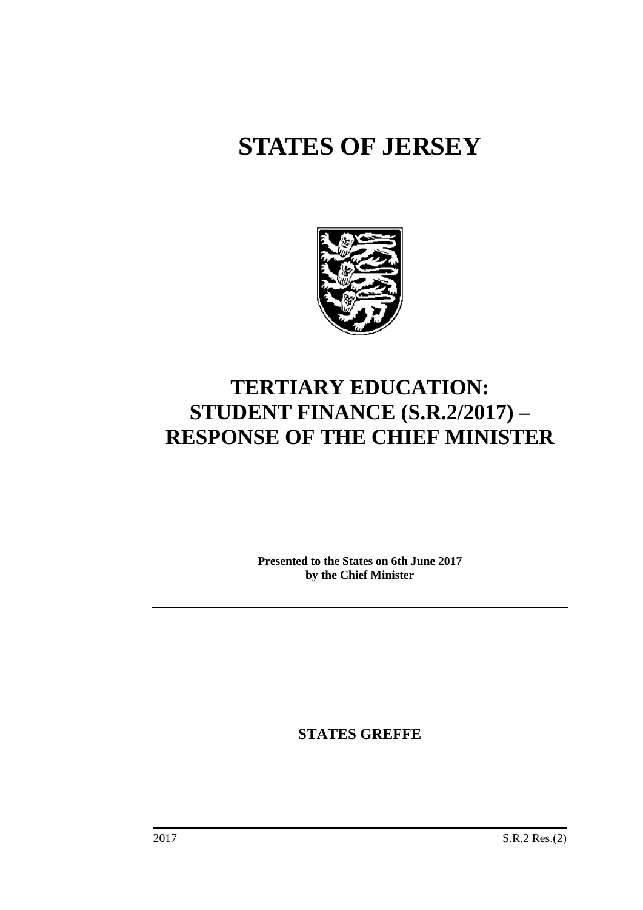# STATES OF JERSEY

# TERTIARY EDUCATION: STUDENT FINANCE (S.R.2/2017) – RESPONSE OF THE CHIEF MINISTER

**Presented to the States on 6th June 2017 by the Chief Minister**

**STATES GREFFE**

2017 S.R.2 Res.(2)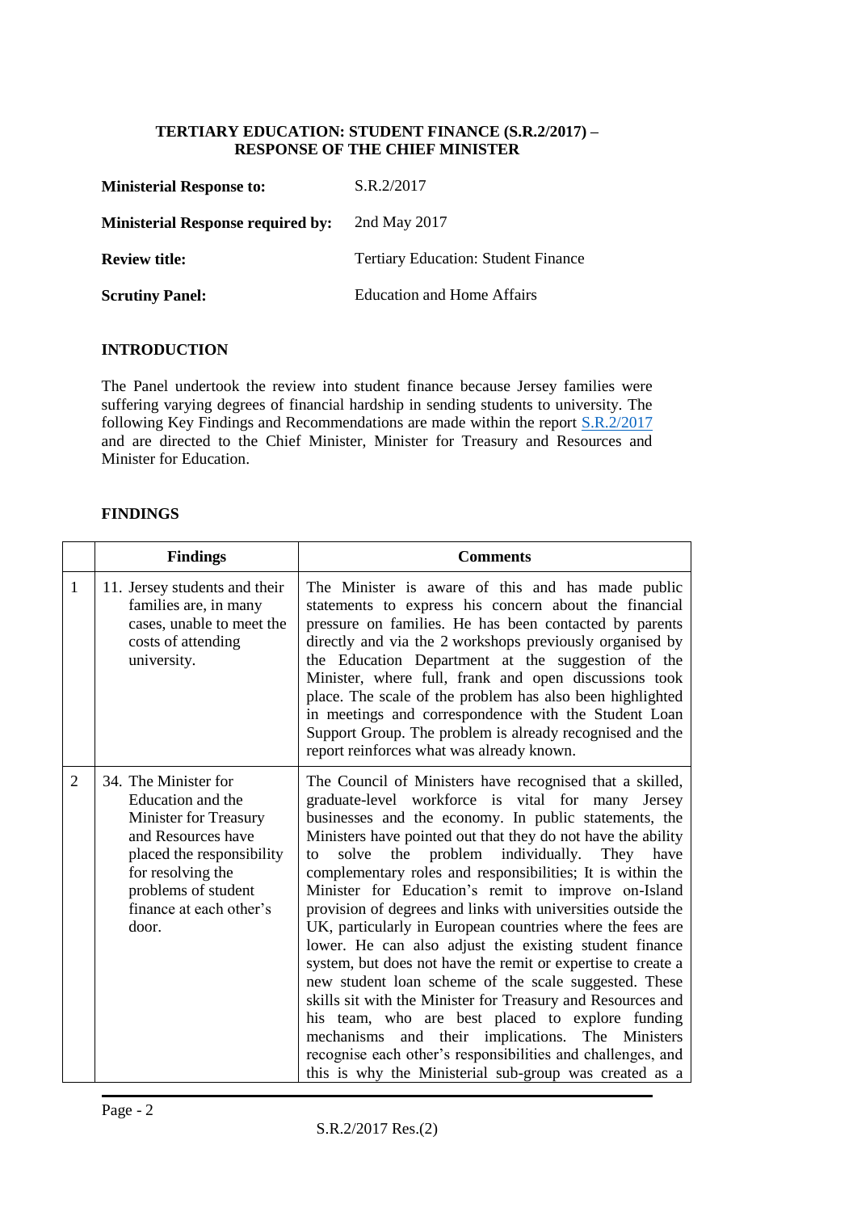**TERTIARY EDUCATION: STUDENT FINANCE (S.R.2/2017) – RESPONSE OF THE CHIEF MINISTER**

| | |
|---|---|
| **Ministerial Response to:** | S.R.2/2017 |
| **Ministerial Response required by:** | 2nd May 2017 |
| **Review title:** | Tertiary Education: Student Finance |
| **Scrutiny Panel:** | Education and Home Affairs |

## INTRODUCTION

The Panel undertook the review into student finance because Jersey families were suffering varying degrees of financial hardship in sending students to university. The following Key Findings and Recommendations are made within the report S.R.2/2017 and are directed to the Chief Minister, Minister for Treasury and Resources and Minister for Education.

## FINDINGS

| | Findings | Comments |
|---|---|---|
| 1 | 11. Jersey students and their families are, in many cases, unable to meet the costs of attending university. | The Minister is aware of this and has made public statements to express his concern about the financial pressure on families. He has been contacted by parents directly and via the 2 workshops previously organised by the Education Department at the suggestion of the Minister, where full, frank and open discussions took place. The scale of the problem has also been highlighted in meetings and correspondence with the Student Loan Support Group. The problem is already recognised and the report reinforces what was already known. |
| 2 | 34. The Minister for Education and the Minister for Treasury and Resources have placed the responsibility for resolving the problems of student finance at each other's door. | The Council of Ministers have recognised that a skilled, graduate-level workforce is vital for many Jersey businesses and the economy. In public statements, the Ministers have pointed out that they do not have the ability to solve the problem individually. They have complementary roles and responsibilities; It is within the Minister for Education's remit to improve on-Island provision of degrees and links with universities outside the UK, particularly in European countries where the fees are lower. He can also adjust the existing student finance system, but does not have the remit or expertise to create a new student loan scheme of the scale suggested. These skills sit with the Minister for Treasury and Resources and his team, who are best placed to explore funding mechanisms and their implications. The Ministers recognise each other's responsibilities and challenges, and this is why the Ministerial sub-group was created as a |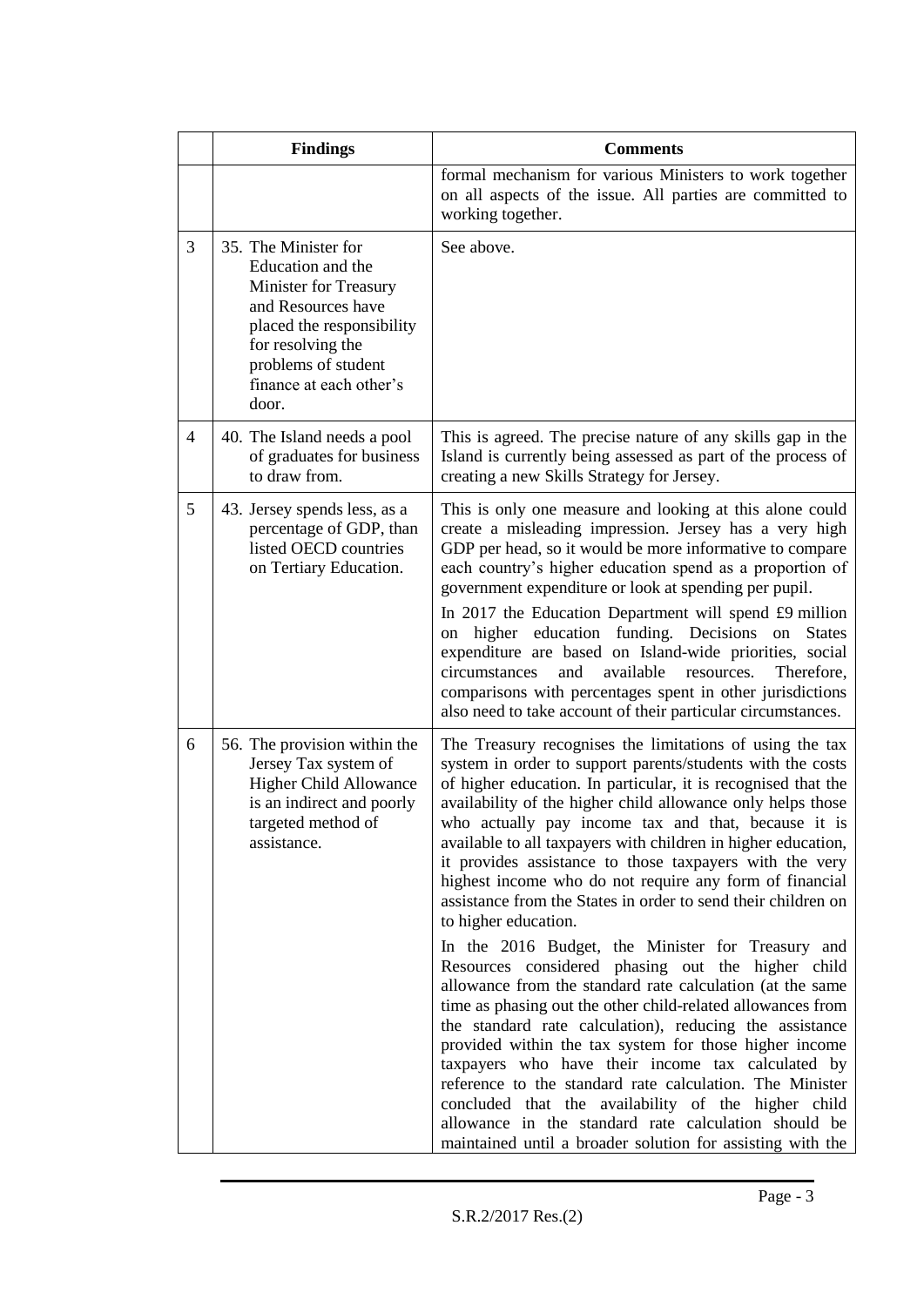|  | Findings | Comments |
| --- | --- | --- |
|  |  | formal mechanism for various Ministers to work together on all aspects of the issue. All parties are committed to working together. |
| 3 | 35. The Minister for Education and the Minister for Treasury and Resources have placed the responsibility for resolving the problems of student finance at each other's door. | See above. |
| 4 | 40. The Island needs a pool of graduates for business to draw from. | This is agreed. The precise nature of any skills gap in the Island is currently being assessed as part of the process of creating a new Skills Strategy for Jersey. |
| 5 | 43. Jersey spends less, as a percentage of GDP, than listed OECD countries on Tertiary Education. | This is only one measure and looking at this alone could create a misleading impression. Jersey has a very high GDP per head, so it would be more informative to compare each country's higher education spend as a proportion of government expenditure or look at spending per pupil.<br><br>In 2017 the Education Department will spend £9 million on higher education funding. Decisions on States expenditure are based on Island-wide priorities, social circumstances and available resources. Therefore, comparisons with percentages spent in other jurisdictions also need to take account of their particular circumstances. |
| 6 | 56. The provision within the Jersey Tax system of Higher Child Allowance is an indirect and poorly targeted method of assistance. | The Treasury recognises the limitations of using the tax system in order to support parents/students with the costs of higher education. In particular, it is recognised that the availability of the higher child allowance only helps those who actually pay income tax and that, because it is available to all taxpayers with children in higher education, it provides assistance to those taxpayers with the very highest income who do not require any form of financial assistance from the States in order to send their children on to higher education.<br><br>In the 2016 Budget, the Minister for Treasury and Resources considered phasing out the higher child allowance from the standard rate calculation (at the same time as phasing out the other child-related allowances from the standard rate calculation), reducing the assistance provided within the tax system for those higher income taxpayers who have their income tax calculated by reference to the standard rate calculation. The Minister concluded that the availability of the higher child allowance in the standard rate calculation should be maintained until a broader solution for assisting with the |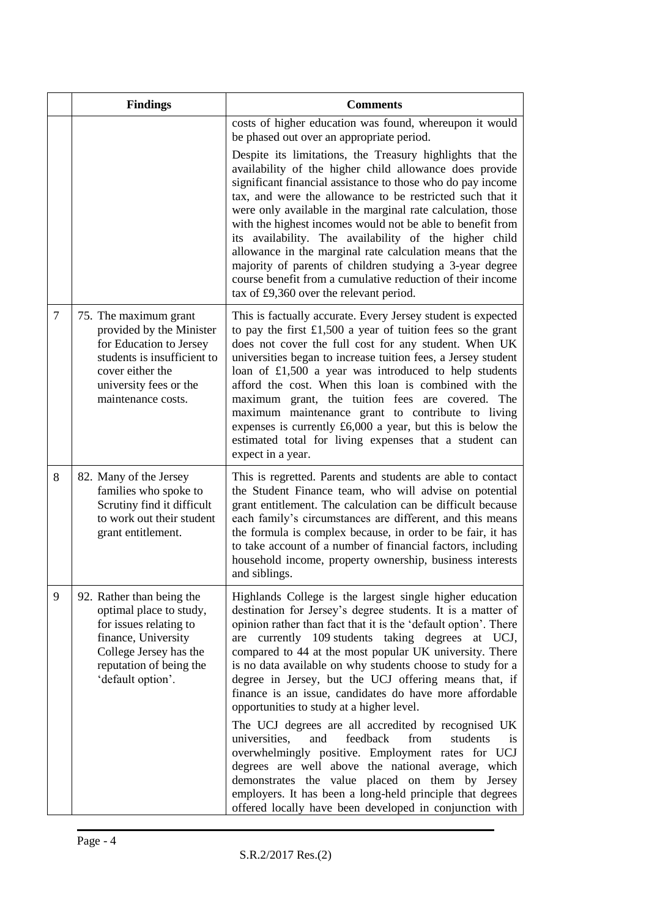| | Findings | Comments |
|---|---|---|
| | | costs of higher education was found, whereupon it would be phased out over an appropriate period.<br><br>Despite its limitations, the Treasury highlights that the availability of the higher child allowance does provide significant financial assistance to those who do pay income tax, and were the allowance to be restricted such that it were only available in the marginal rate calculation, those with the highest incomes would not be able to benefit from its availability. The availability of the higher child allowance in the marginal rate calculation means that the majority of parents of children studying a 3-year degree course benefit from a cumulative reduction of their income tax of £9,360 over the relevant period. |
| 7 | 75. The maximum grant provided by the Minister for Education to Jersey students is insufficient to cover either the university fees or the maintenance costs. | This is factually accurate. Every Jersey student is expected to pay the first £1,500 a year of tuition fees so the grant does not cover the full cost for any student. When UK universities began to increase tuition fees, a Jersey student loan of £1,500 a year was introduced to help students afford the cost. When this loan is combined with the maximum grant, the tuition fees are covered. The maximum maintenance grant to contribute to living expenses is currently £6,000 a year, but this is below the estimated total for living expenses that a student can expect in a year. |
| 8 | 82. Many of the Jersey families who spoke to Scrutiny find it difficult to work out their student grant entitlement. | This is regretted. Parents and students are able to contact the Student Finance team, who will advise on potential grant entitlement. The calculation can be difficult because each family's circumstances are different, and this means the formula is complex because, in order to be fair, it has to take account of a number of financial factors, including household income, property ownership, business interests and siblings. |
| 9 | 92. Rather than being the optimal place to study, for issues relating to finance, University College Jersey has the reputation of being the 'default option'. | Highlands College is the largest single higher education destination for Jersey's degree students. It is a matter of opinion rather than fact that it is the 'default option'. There are currently 109 students taking degrees at UCJ, compared to 44 at the most popular UK university. There is no data available on why students choose to study for a degree in Jersey, but the UCJ offering means that, if finance is an issue, candidates do have more affordable opportunities to study at a higher level.<br><br>The UCJ degrees are all accredited by recognised UK universities, and feedback from students is overwhelmingly positive. Employment rates for UCJ degrees are well above the national average, which demonstrates the value placed on them by Jersey employers. It has been a long-held principle that degrees offered locally have been developed in conjunction with |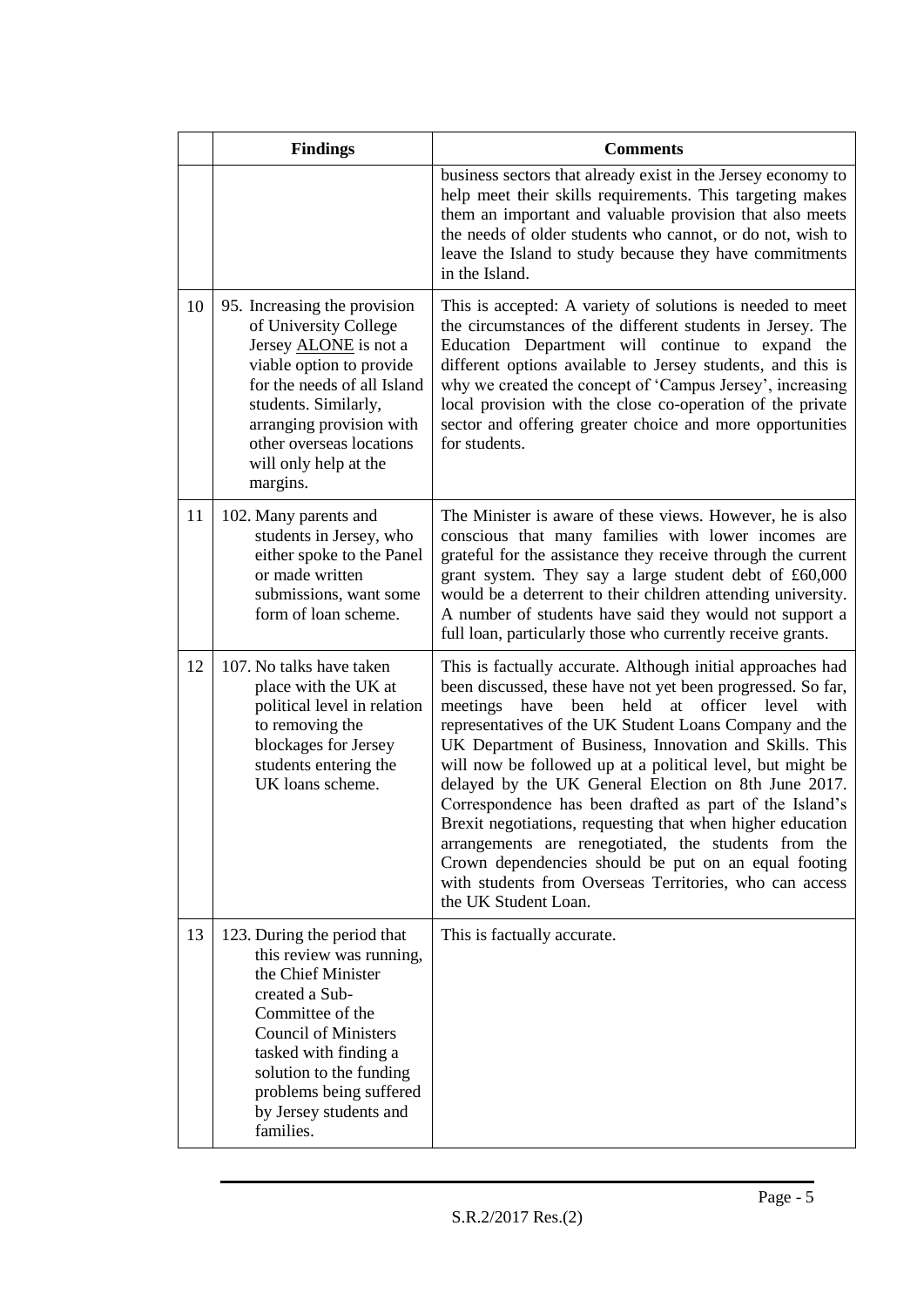| | Findings | Comments |
|---|---|---|
| | | business sectors that already exist in the Jersey economy to help meet their skills requirements. This targeting makes them an important and valuable provision that also meets the needs of older students who cannot, or do not, wish to leave the Island to study because they have commitments in the Island. |
| 10 | 95. Increasing the provision of University College Jersey ALONE is not a viable option to provide for the needs of all Island students. Similarly, arranging provision with other overseas locations will only help at the margins. | This is accepted: A variety of solutions is needed to meet the circumstances of the different students in Jersey. The Education Department will continue to expand the different options available to Jersey students, and this is why we created the concept of 'Campus Jersey', increasing local provision with the close co-operation of the private sector and offering greater choice and more opportunities for students. |
| 11 | 102. Many parents and students in Jersey, who either spoke to the Panel or made written submissions, want some form of loan scheme. | The Minister is aware of these views. However, he is also conscious that many families with lower incomes are grateful for the assistance they receive through the current grant system. They say a large student debt of £60,000 would be a deterrent to their children attending university. A number of students have said they would not support a full loan, particularly those who currently receive grants. |
| 12 | 107. No talks have taken place with the UK at political level in relation to removing the blockages for Jersey students entering the UK loans scheme. | This is factually accurate. Although initial approaches had been discussed, these have not yet been progressed. So far, meetings have been held at officer level with representatives of the UK Student Loans Company and the UK Department of Business, Innovation and Skills. This will now be followed up at a political level, but might be delayed by the UK General Election on 8th June 2017. Correspondence has been drafted as part of the Island's Brexit negotiations, requesting that when higher education arrangements are renegotiated, the students from the Crown dependencies should be put on an equal footing with students from Overseas Territories, who can access the UK Student Loan. |
| 13 | 123. During the period that this review was running, the Chief Minister created a Sub-Committee of the Council of Ministers tasked with finding a solution to the funding problems being suffered by Jersey students and families. | This is factually accurate. |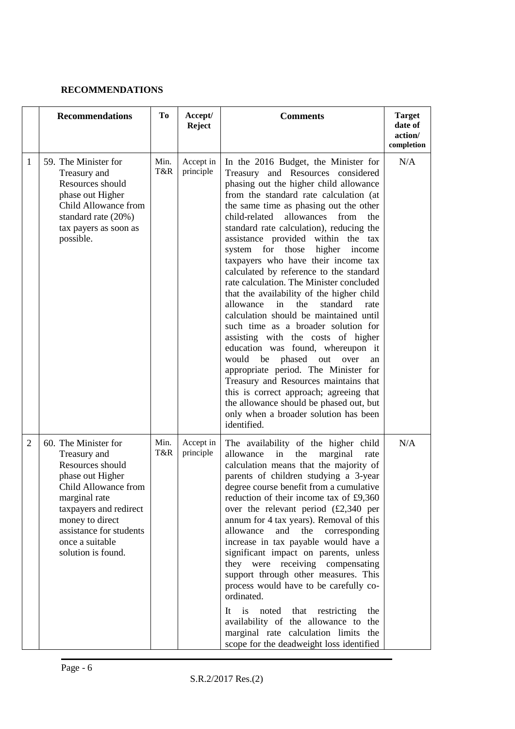**RECOMMENDATIONS**

| | Recommendations | To | Accept/ Reject | Comments | Target date of action/ completion |
|---|---|---|---|---|---|
| 1 | 59. The Minister for Treasury and Resources should phase out Higher Child Allowance from standard rate (20%) tax payers as soon as possible. | Min. T&R | Accept in principle | In the 2016 Budget, the Minister for Treasury and Resources considered phasing out the higher child allowance from the standard rate calculation (at the same time as phasing out the other child-related allowances from the standard rate calculation), reducing the assistance provided within the tax system for those higher income taxpayers who have their income tax calculated by reference to the standard rate calculation. The Minister concluded that the availability of the higher child allowance in the standard rate calculation should be maintained until such time as a broader solution for assisting with the costs of higher education was found, whereupon it would be phased out over an appropriate period. The Minister for Treasury and Resources maintains that this is correct approach; agreeing that the allowance should be phased out, but only when a broader solution has been identified. | N/A |
| 2 | 60. The Minister for Treasury and Resources should phase out Higher Child Allowance from marginal rate taxpayers and redirect money to direct assistance for students once a suitable solution is found. | Min. T&R | Accept in principle | The availability of the higher child allowance in the marginal rate calculation means that the majority of parents of children studying a 3-year degree course benefit from a cumulative reduction of their income tax of £9,360 over the relevant period (£2,340 per annum for 4 tax years). Removal of this allowance and the corresponding increase in tax payable would have a significant impact on parents, unless they were receiving compensating support through other measures. This process would have to be carefully co-ordinated.<br><br>It is noted that restricting the availability of the allowance to the marginal rate calculation limits the scope for the deadweight loss identified | N/A |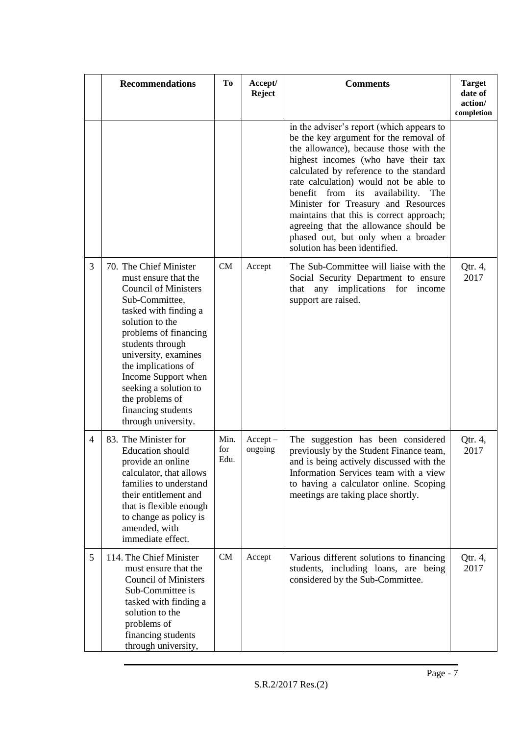| | Recommendations | To | Accept/ Reject | Comments | Target date of action/ completion |
|---|---|---|---|---|---|
| | | | | in the adviser's report (which appears to be the key argument for the removal of the allowance), because those with the highest incomes (who have their tax calculated by reference to the standard rate calculation) would not be able to benefit from its availability. The Minister for Treasury and Resources maintains that this is correct approach; agreeing that the allowance should be phased out, but only when a broader solution has been identified. | |
| 3 | 70. The Chief Minister must ensure that the Council of Ministers Sub-Committee, tasked with finding a solution to the problems of financing students through university, examines the implications of Income Support when seeking a solution to the problems of financing students through university. | CM | Accept | The Sub-Committee will liaise with the Social Security Department to ensure that any implications for income support are raised. | Qtr. 4, 2017 |
| 4 | 83. The Minister for Education should provide an online calculator, that allows families to understand their entitlement and that is flexible enough to change as policy is amended, with immediate effect. | Min. for Edu. | Accept – ongoing | The suggestion has been considered previously by the Student Finance team, and is being actively discussed with the Information Services team with a view to having a calculator online. Scoping meetings are taking place shortly. | Qtr. 4, 2017 |
| 5 | 114. The Chief Minister must ensure that the Council of Ministers Sub-Committee is tasked with finding a solution to the problems of financing students through university, | CM | Accept | Various different solutions to financing students, including loans, are being considered by the Sub-Committee. | Qtr. 4, 2017 |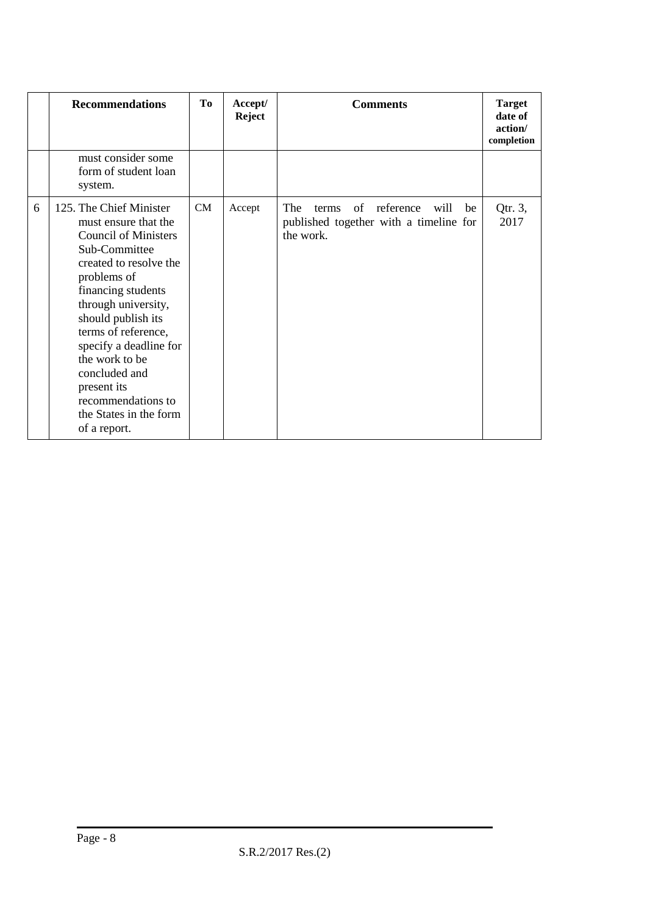| | Recommendations | To | Accept/ Reject | Comments | Target date of action/ completion |
|---|---|---|---|---|---|
| | must consider some form of student loan system. | | | | |
| 6 | 125. The Chief Minister must ensure that the Council of Ministers Sub-Committee created to resolve the problems of financing students through university, should publish its terms of reference, specify a deadline for the work to be concluded and present its recommendations to the States in the form of a report. | CM | Accept | The terms of reference will be published together with a timeline for the work. | Qtr. 3, 2017 |